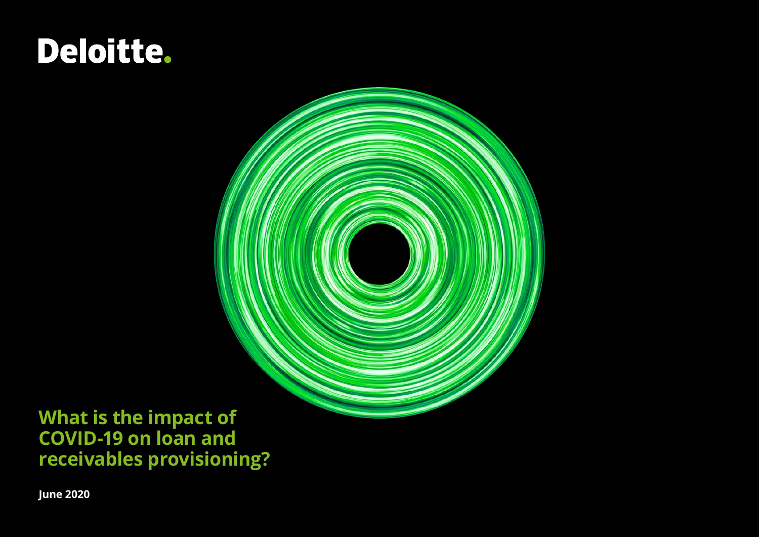Deloitte.

# What is the impact of COVID-19 on loan and receivables provisioning?

**June 2020**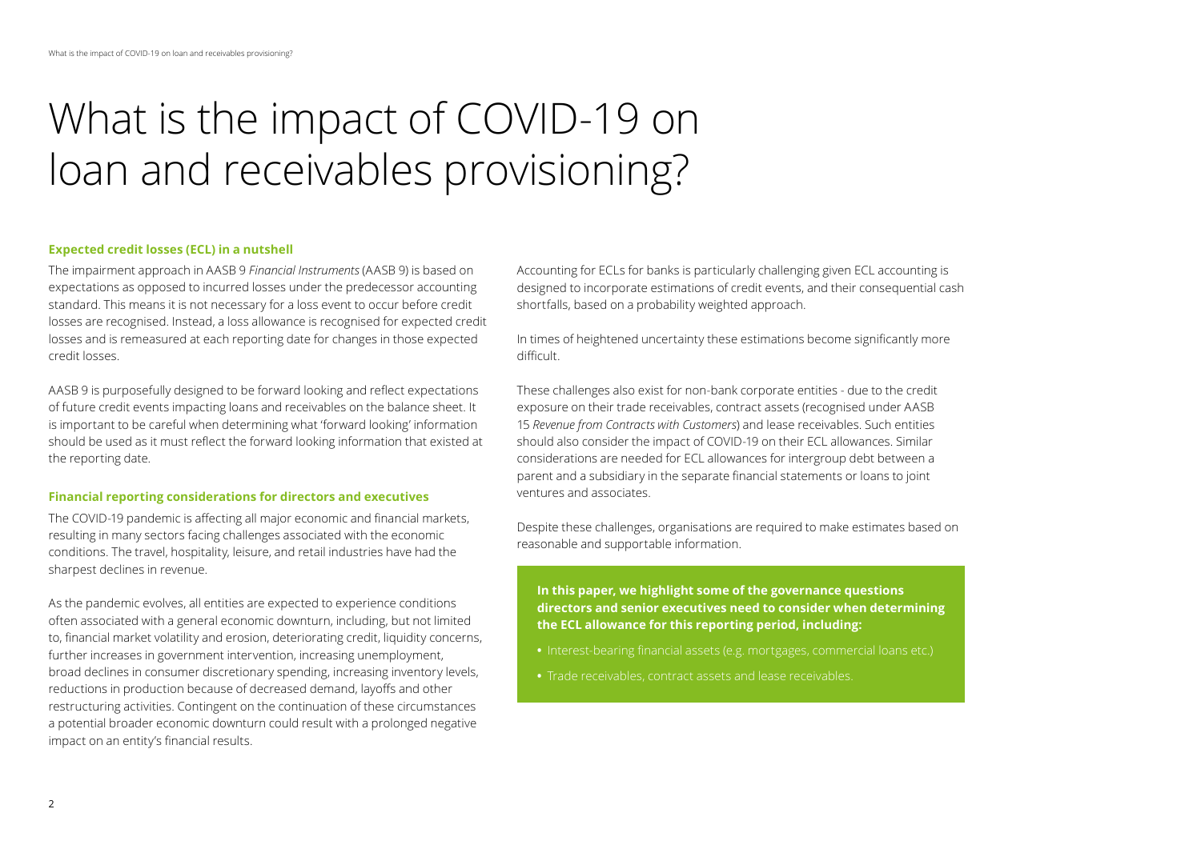# What is the impact of COVID-19 on loan and receivables provisioning?

### Expected credit losses (ECL) in a nutshell

The impairment approach in AASB 9 *Financial Instruments* (AASB 9) is based on expectations as opposed to incurred losses under the predecessor accounting standard. This means it is not necessary for a loss event to occur before credit losses are recognised. Instead, a loss allowance is recognised for expected credit losses and is remeasured at each reporting date for changes in those expected credit losses.

AASB 9 is purposefully designed to be forward looking and reflect expectations of future credit events impacting loans and receivables on the balance sheet. It is important to be careful when determining what 'forward looking' information should be used as it must reflect the forward looking information that existed at the reporting date.

### Financial reporting considerations for directors and executives

The COVID-19 pandemic is affecting all major economic and financial markets, resulting in many sectors facing challenges associated with the economic conditions. The travel, hospitality, leisure, and retail industries have had the sharpest declines in revenue.

As the pandemic evolves, all entities are expected to experience conditions often associated with a general economic downturn, including, but not limited to, financial market volatility and erosion, deteriorating credit, liquidity concerns, further increases in government intervention, increasing unemployment, broad declines in consumer discretionary spending, increasing inventory levels, reductions in production because of decreased demand, layoffs and other restructuring activities. Contingent on the continuation of these circumstances a potential broader economic downturn could result with a prolonged negative impact on an entity's financial results.

Accounting for ECLs for banks is particularly challenging given ECL accounting is designed to incorporate estimations of credit events, and their consequential cash shortfalls, based on a probability weighted approach.

In times of heightened uncertainty these estimations become significantly more difficult.

These challenges also exist for non-bank corporate entities - due to the credit exposure on their trade receivables, contract assets (recognised under AASB 15 *Revenue from Contracts with Customers*) and lease receivables. Such entities should also consider the impact of COVID-19 on their ECL allowances. Similar considerations are needed for ECL allowances for intergroup debt between a parent and a subsidiary in the separate financial statements or loans to joint ventures and associates.

Despite these challenges, organisations are required to make estimates based on reasonable and supportable information.

**In this paper, we highlight some of the governance questions directors and senior executives need to consider when determining the ECL allowance for this reporting period, including:**

- Interest-bearing financial assets (e.g. mortgages, commercial loans etc.)
- Trade receivables, contract assets and lease receivables.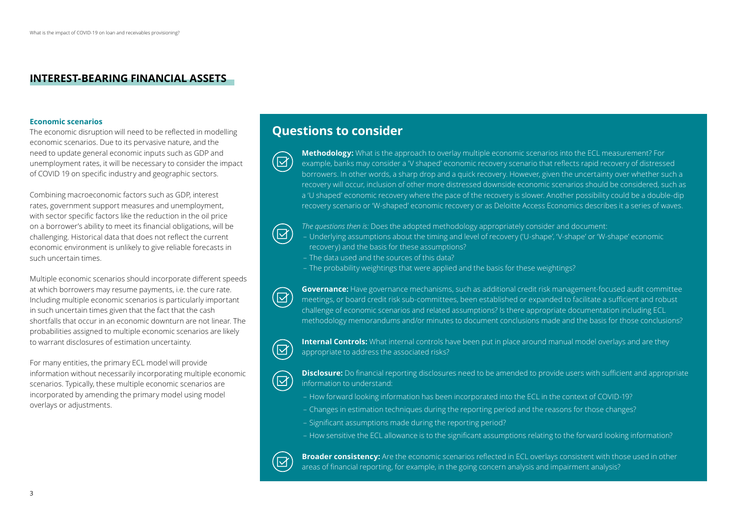## INTEREST-BEARING FINANCIAL ASSETS

### Economic scenarios

The economic disruption will need to be reflected in modelling economic scenarios. Due to its pervasive nature, and the need to update general economic inputs such as GDP and unemployment rates, it will be necessary to consider the impact of COVID 19 on specific industry and geographic sectors.

Combining macroeconomic factors such as GDP, interest rates, government support measures and unemployment, with sector specific factors like the reduction in the oil price on a borrower's ability to meet its financial obligations, will be challenging. Historical data that does not reflect the current economic environment is unlikely to give reliable forecasts in such uncertain times.

Multiple economic scenarios should incorporate different speeds at which borrowers may resume payments, i.e. the cure rate. Including multiple economic scenarios is particularly important in such uncertain times given that the fact that the cash shortfalls that occur in an economic downturn are not linear. The probabilities assigned to multiple economic scenarios are likely to warrant disclosures of estimation uncertainty.

For many entities, the primary ECL model will provide information without necessarily incorporating multiple economic scenarios. Typically, these multiple economic scenarios are incorporated by amending the primary model using model overlays or adjustments.

## Questions to consider

**Methodology:** What is the approach to overlay multiple economic scenarios into the ECL measurement? For example, banks may consider a 'V shaped' economic recovery scenario that reflects rapid recovery of distressed borrowers. In other words, a sharp drop and a quick recovery. However, given the uncertainty over whether such a recovery will occur, inclusion of other more distressed downside economic scenarios should be considered, such as a 'U shaped' economic recovery where the pace of the recovery is slower. Another possibility could be a double-dip recovery scenario or 'W-shaped' economic recovery or as Deloitte Access Economics describes it a series of waves.

*The questions then is:* Does the adopted methodology appropriately consider and document:

- Underlying assumptions about the timing and level of recovery ('U-shape', 'V-shape' or 'W-shape' economic recovery) and the basis for these assumptions?
- The data used and the sources of this data?
- The probability weightings that were applied and the basis for these weightings?

**Governance:** Have governance mechanisms, such as additional credit risk management-focused audit committee meetings, or board credit risk sub-committees, been established or expanded to facilitate a sufficient and robust challenge of economic scenarios and related assumptions? Is there appropriate documentation including ECL methodology memorandums and/or minutes to document conclusions made and the basis for those conclusions?

**Internal Controls:** What internal controls have been put in place around manual model overlays and are they appropriate to address the associated risks?

**Disclosure:** Do financial reporting disclosures need to be amended to provide users with sufficient and appropriate information to understand:

- How forward looking information has been incorporated into the ECL in the context of COVID-19?
- Changes in estimation techniques during the reporting period and the reasons for those changes?
- Significant assumptions made during the reporting period?
- How sensitive the ECL allowance is to the significant assumptions relating to the forward looking information?

**Broader consistency:** Are the economic scenarios reflected in ECL overlays consistent with those used in other areas of financial reporting, for example, in the going concern analysis and impairment analysis?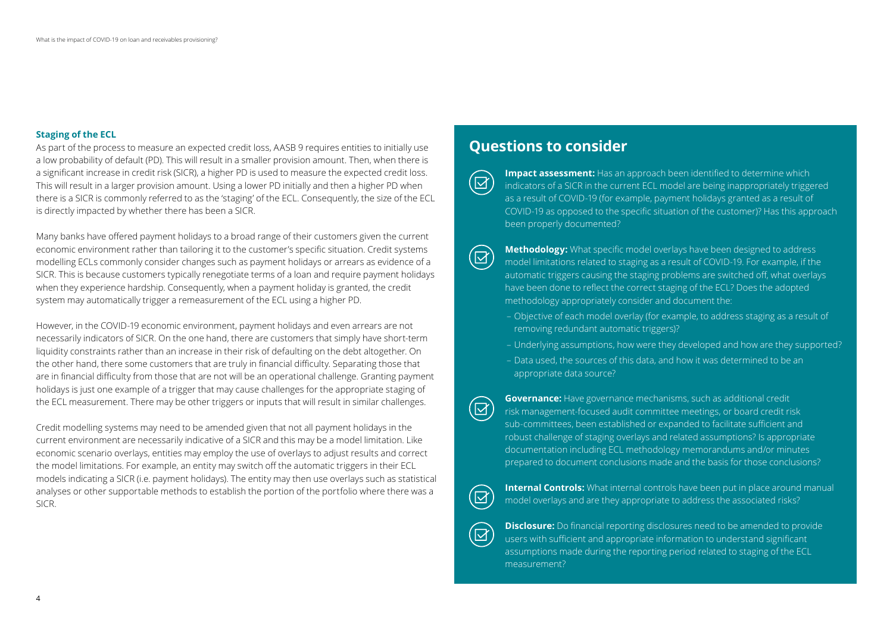### Staging of the ECL

As part of the process to measure an expected credit loss, AASB 9 requires entities to initially use a low probability of default (PD). This will result in a smaller provision amount. Then, when there is a significant increase in credit risk (SICR), a higher PD is used to measure the expected credit loss. This will result in a larger provision amount. Using a lower PD initially and then a higher PD when there is a SICR is commonly referred to as the 'staging' of the ECL. Consequently, the size of the ECL is directly impacted by whether there has been a SICR.

Many banks have offered payment holidays to a broad range of their customers given the current economic environment rather than tailoring it to the customer's specific situation. Credit systems modelling ECLs commonly consider changes such as payment holidays or arrears as evidence of a SICR. This is because customers typically renegotiate terms of a loan and require payment holidays when they experience hardship. Consequently, when a payment holiday is granted, the credit system may automatically trigger a remeasurement of the ECL using a higher PD.

However, in the COVID-19 economic environment, payment holidays and even arrears are not necessarily indicators of SICR. On the one hand, there are customers that simply have short-term liquidity constraints rather than an increase in their risk of defaulting on the debt altogether. On the other hand, there some customers that are truly in financial difficulty. Separating those that are in financial difficulty from those that are not will be an operational challenge. Granting payment holidays is just one example of a trigger that may cause challenges for the appropriate staging of the ECL measurement. There may be other triggers or inputs that will result in similar challenges.

Credit modelling systems may need to be amended given that not all payment holidays in the current environment are necessarily indicative of a SICR and this may be a model limitation. Like economic scenario overlays, entities may employ the use of overlays to adjust results and correct the model limitations. For example, an entity may switch off the automatic triggers in their ECL models indicating a SICR (i.e. payment holidays). The entity may then use overlays such as statistical analyses or other supportable methods to establish the portion of the portfolio where there was a SICR.

## Questions to consider

**Impact assessment:** Has an approach been identified to determine which indicators of a SICR in the current ECL model are being inappropriately triggered as a result of COVID-19 (for example, payment holidays granted as a result of COVID-19 as opposed to the specific situation of the customer)? Has this approach been properly documented?

**Methodology:** What specific model overlays have been designed to address model limitations related to staging as a result of COVID-19. For example, if the automatic triggers causing the staging problems are switched off, what overlays have been done to reflect the correct staging of the ECL? Does the adopted methodology appropriately consider and document the:

- Objective of each model overlay (for example, to address staging as a result of removing redundant automatic triggers)?
- Underlying assumptions, how were they developed and how are they supported?
- Data used, the sources of this data, and how it was determined to be an appropriate data source?

**Governance:** Have governance mechanisms, such as additional credit risk management-focused audit committee meetings, or board credit risk sub-committees, been established or expanded to facilitate sufficient and robust challenge of staging overlays and related assumptions? Is appropriate documentation including ECL methodology memorandums and/or minutes prepared to document conclusions made and the basis for those conclusions?

**Internal Controls:** What internal controls have been put in place around manual model overlays and are they appropriate to address the associated risks?

**Disclosure:** Do financial reporting disclosures need to be amended to provide users with sufficient and appropriate information to understand significant assumptions made during the reporting period related to staging of the ECL measurement?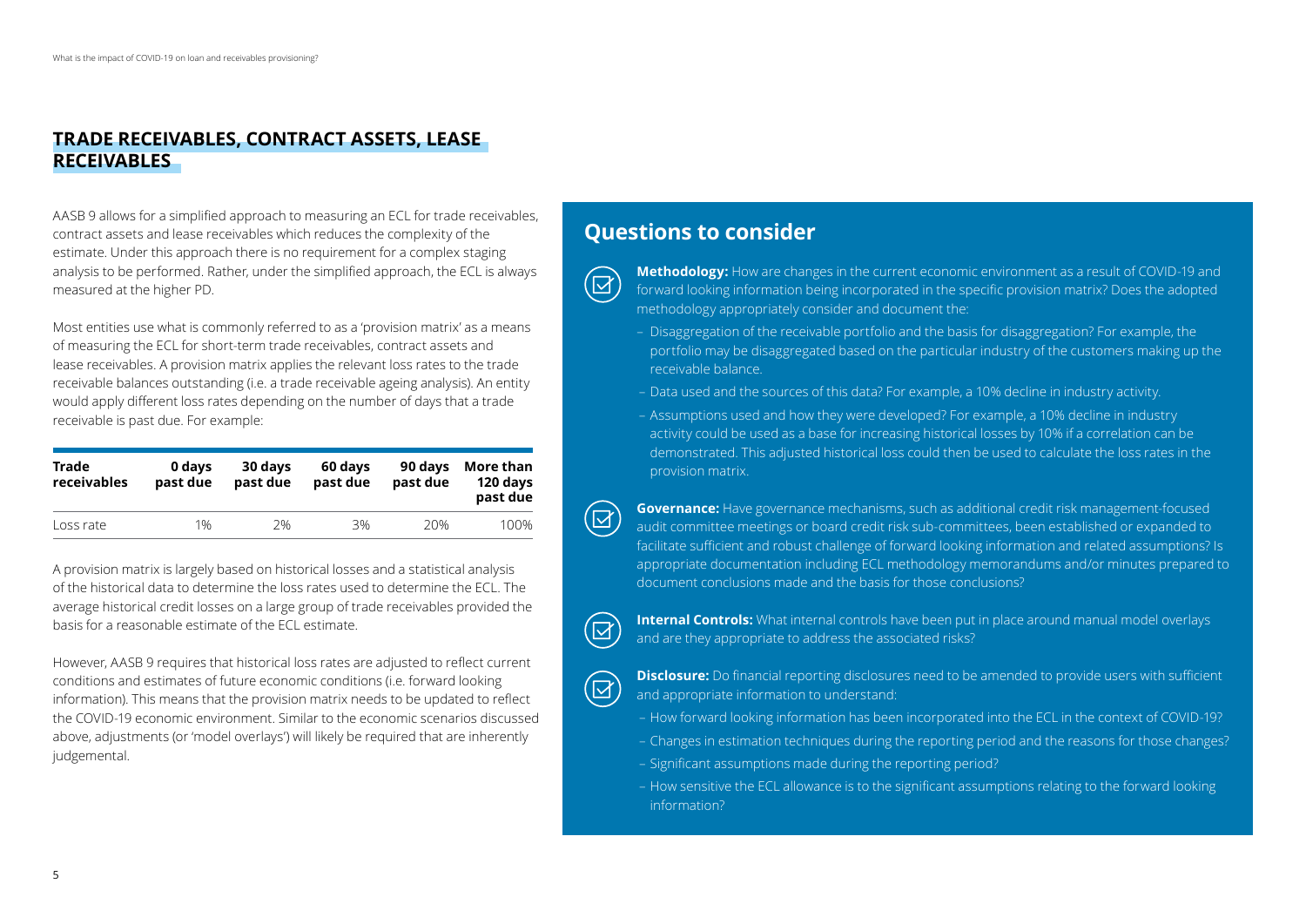## TRADE RECEIVABLES, CONTRACT ASSETS, LEASE RECEIVABLES

AASB 9 allows for a simplified approach to measuring an ECL for trade receivables, contract assets and lease receivables which reduces the complexity of the estimate. Under this approach there is no requirement for a complex staging analysis to be performed. Rather, under the simplified approach, the ECL is always measured at the higher PD.

Most entities use what is commonly referred to as a 'provision matrix' as a means of measuring the ECL for short-term trade receivables, contract assets and lease receivables. A provision matrix applies the relevant loss rates to the trade receivable balances outstanding (i.e. a trade receivable ageing analysis). An entity would apply different loss rates depending on the number of days that a trade receivable is past due. For example:

| Trade receivables | 0 days past due | 30 days past due | 60 days past due | 90 days past due | More than 120 days past due |
|---|---|---|---|---|---|
| Loss rate | 1% | 2% | 3% | 20% | 100% |

A provision matrix is largely based on historical losses and a statistical analysis of the historical data to determine the loss rates used to determine the ECL. The average historical credit losses on a large group of trade receivables provided the basis for a reasonable estimate of the ECL estimate.

However, AASB 9 requires that historical loss rates are adjusted to reflect current conditions and estimates of future economic conditions (i.e. forward looking information). This means that the provision matrix needs to be updated to reflect the COVID-19 economic environment. Similar to the economic scenarios discussed above, adjustments (or 'model overlays') will likely be required that are inherently judgemental.

## Questions to consider

**Methodology:** How are changes in the current economic environment as a result of COVID-19 and forward looking information being incorporated in the specific provision matrix? Does the adopted methodology appropriately consider and document the:

- Disaggregation of the receivable portfolio and the basis for disaggregation? For example, the portfolio may be disaggregated based on the particular industry of the customers making up the receivable balance.
- Data used and the sources of this data? For example, a 10% decline in industry activity.
- Assumptions used and how they were developed? For example, a 10% decline in industry activity could be used as a base for increasing historical losses by 10% if a correlation can be demonstrated. This adjusted historical loss could then be used to calculate the loss rates in the provision matrix.

**Governance:** Have governance mechanisms, such as additional credit risk management-focused audit committee meetings or board credit risk sub-committees, been established or expanded to facilitate sufficient and robust challenge of forward looking information and related assumptions? Is appropriate documentation including ECL methodology memorandums and/or minutes prepared to document conclusions made and the basis for those conclusions?

**Internal Controls:** What internal controls have been put in place around manual model overlays and are they appropriate to address the associated risks?

**Disclosure:** Do financial reporting disclosures need to be amended to provide users with sufficient and appropriate information to understand:

- How forward looking information has been incorporated into the ECL in the context of COVID-19?
- Changes in estimation techniques during the reporting period and the reasons for those changes?
- Significant assumptions made during the reporting period?
- How sensitive the ECL allowance is to the significant assumptions relating to the forward looking information?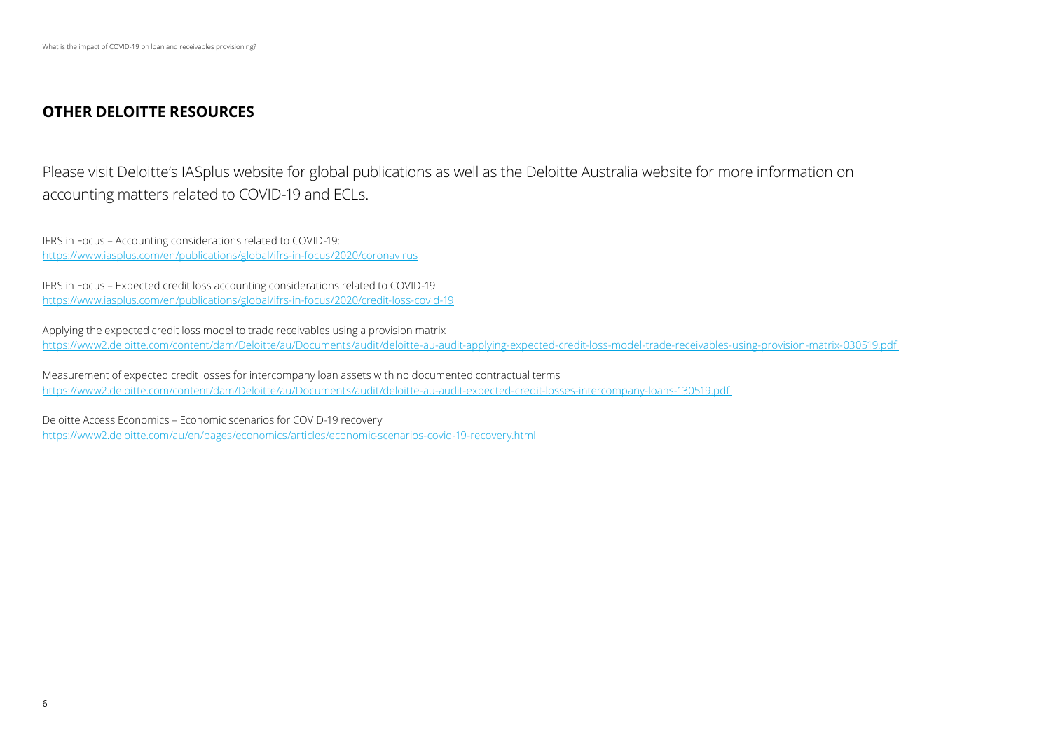## OTHER DELOITTE RESOURCES

Please visit Deloitte's IASplus website for global publications as well as the Deloitte Australia website for more information on accounting matters related to COVID-19 and ECLs.

IFRS in Focus – Accounting considerations related to COVID-19:
https://www.iasplus.com/en/publications/global/ifrs-in-focus/2020/coronavirus

IFRS in Focus – Expected credit loss accounting considerations related to COVID-19
https://www.iasplus.com/en/publications/global/ifrs-in-focus/2020/credit-loss-covid-19

Applying the expected credit loss model to trade receivables using a provision matrix
https://www2.deloitte.com/content/dam/Deloitte/au/Documents/audit/deloitte-au-audit-applying-expected-credit-loss-model-trade-receivables-using-provision-matrix-030519.pdf

Measurement of expected credit losses for intercompany loan assets with no documented contractual terms
https://www2.deloitte.com/content/dam/Deloitte/au/Documents/audit/deloitte-au-audit-expected-credit-losses-intercompany-loans-130519.pdf

Deloitte Access Economics – Economic scenarios for COVID-19 recovery
https://www2.deloitte.com/au/en/pages/economics/articles/economic-scenarios-covid-19-recovery.html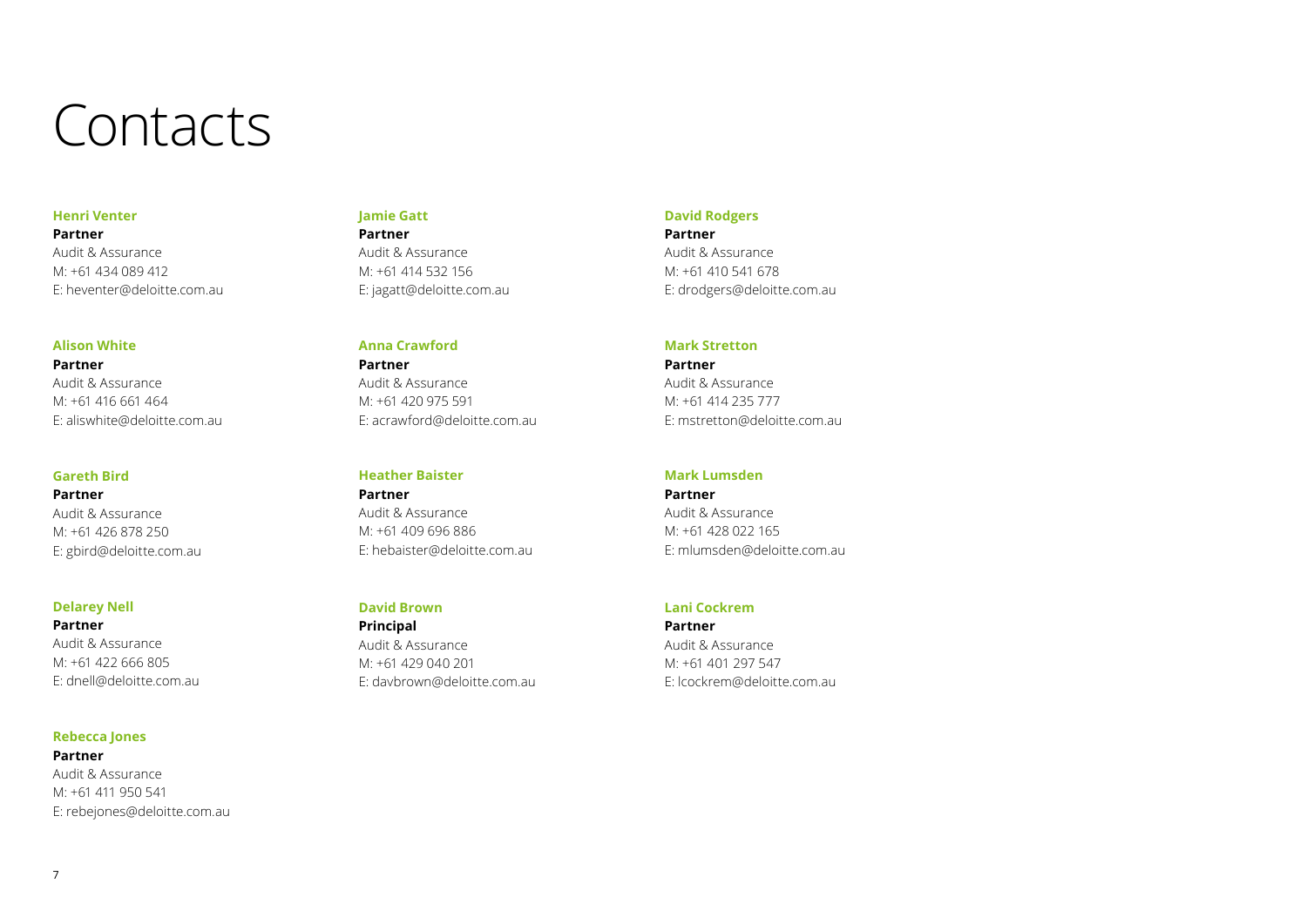# Contacts

**Henri Venter**
**Partner**
Audit & Assurance
M: +61 434 089 412
E: heventer@deloitte.com.au

**Alison White**
**Partner**
Audit & Assurance
M: +61 416 661 464
E: aliswhite@deloitte.com.au

**Gareth Bird**
**Partner**
Audit & Assurance
M: +61 426 878 250
E: gbird@deloitte.com.au

**Delarey Nell**
**Partner**
Audit & Assurance
M: +61 422 666 805
E: dnell@deloitte.com.au

**Rebecca Jones**
**Partner**
Audit & Assurance
M: +61 411 950 541
E: rebejones@deloitte.com.au

**Jamie Gatt**
**Partner**
Audit & Assurance
M: +61 414 532 156
E: jagatt@deloitte.com.au

**Anna Crawford**
**Partner**
Audit & Assurance
M: +61 420 975 591
E: acrawford@deloitte.com.au

**Heather Baister**
**Partner**
Audit & Assurance
M: +61 409 696 886
E: hebaister@deloitte.com.au

**David Brown**
**Principal**
Audit & Assurance
M: +61 429 040 201
E: davbrown@deloitte.com.au

**David Rodgers**
**Partner**
Audit & Assurance
M: +61 410 541 678
E: drodgers@deloitte.com.au

**Mark Stretton**
**Partner**
Audit & Assurance
M: +61 414 235 777
E: mstretton@deloitte.com.au

**Mark Lumsden**
**Partner**
Audit & Assurance
M: +61 428 022 165
E: mlumsden@deloitte.com.au

**Lani Cockrem**
**Partner**
Audit & Assurance
M: +61 401 297 547
E: lcockrem@deloitte.com.au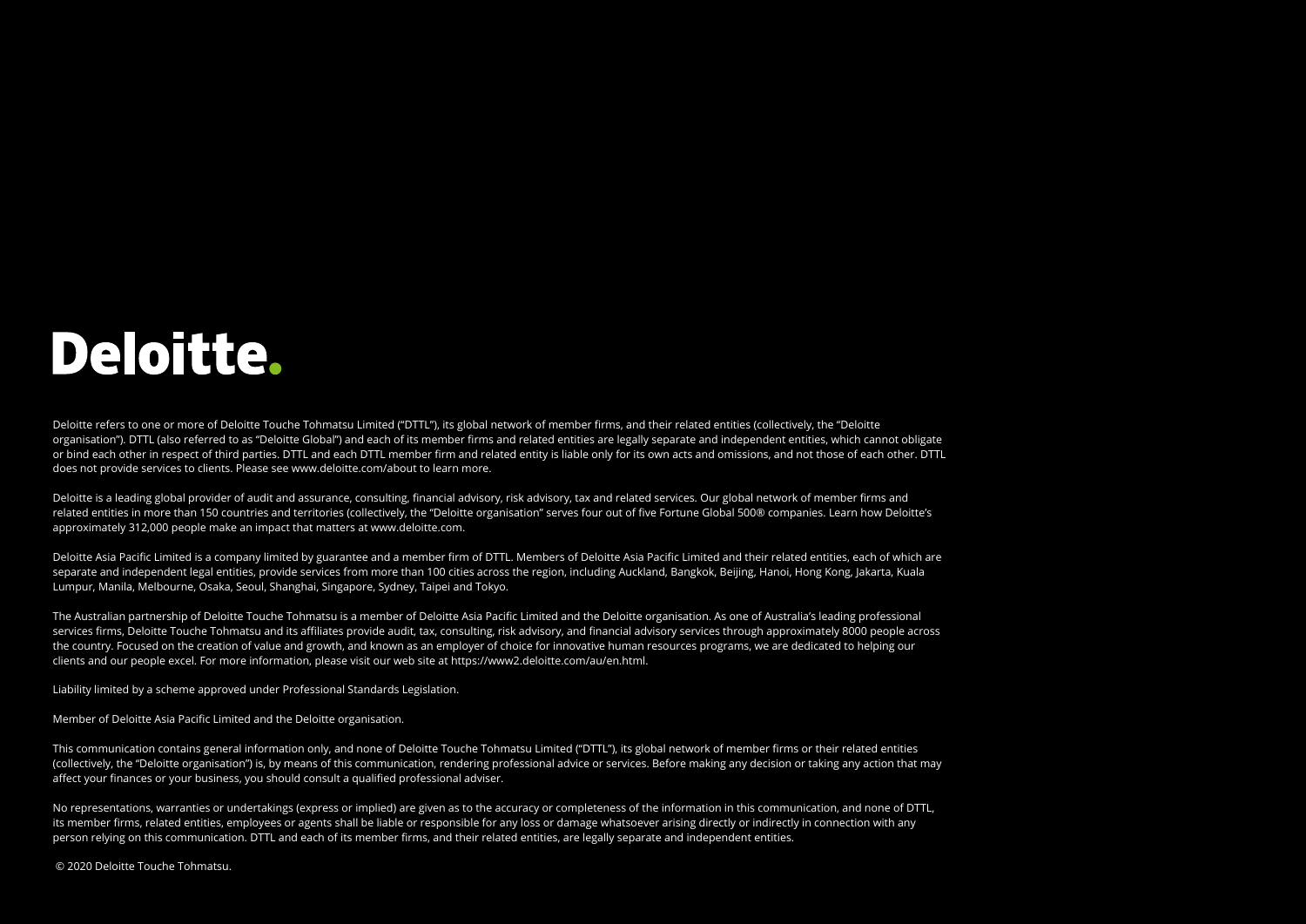# Deloitte.

Deloitte refers to one or more of Deloitte Touche Tohmatsu Limited ("DTTL"), its global network of member firms, and their related entities (collectively, the "Deloitte organisation"). DTTL (also referred to as "Deloitte Global") and each of its member firms and related entities are legally separate and independent entities, which cannot obligate or bind each other in respect of third parties. DTTL and each DTTL member firm and related entity is liable only for its own acts and omissions, and not those of each other. DTTL does not provide services to clients. Please see www.deloitte.com/about to learn more.

Deloitte is a leading global provider of audit and assurance, consulting, financial advisory, risk advisory, tax and related services. Our global network of member firms and related entities in more than 150 countries and territories (collectively, the "Deloitte organisation" serves four out of five Fortune Global 500® companies. Learn how Deloitte's approximately 312,000 people make an impact that matters at www.deloitte.com.

Deloitte Asia Pacific Limited is a company limited by guarantee and a member firm of DTTL. Members of Deloitte Asia Pacific Limited and their related entities, each of which are separate and independent legal entities, provide services from more than 100 cities across the region, including Auckland, Bangkok, Beijing, Hanoi, Hong Kong, Jakarta, Kuala Lumpur, Manila, Melbourne, Osaka, Seoul, Shanghai, Singapore, Sydney, Taipei and Tokyo.

The Australian partnership of Deloitte Touche Tohmatsu is a member of Deloitte Asia Pacific Limited and the Deloitte organisation. As one of Australia's leading professional services firms, Deloitte Touche Tohmatsu and its affiliates provide audit, tax, consulting, risk advisory, and financial advisory services through approximately 8000 people across the country. Focused on the creation of value and growth, and known as an employer of choice for innovative human resources programs, we are dedicated to helping our clients and our people excel. For more information, please visit our web site at https://www2.deloitte.com/au/en.html.

Liability limited by a scheme approved under Professional Standards Legislation.

Member of Deloitte Asia Pacific Limited and the Deloitte organisation.

This communication contains general information only, and none of Deloitte Touche Tohmatsu Limited ("DTTL"), its global network of member firms or their related entities (collectively, the "Deloitte organisation") is, by means of this communication, rendering professional advice or services. Before making any decision or taking any action that may affect your finances or your business, you should consult a qualified professional adviser.

No representations, warranties or undertakings (express or implied) are given as to the accuracy or completeness of the information in this communication, and none of DTTL, its member firms, related entities, employees or agents shall be liable or responsible for any loss or damage whatsoever arising directly or indirectly in connection with any person relying on this communication. DTTL and each of its member firms, and their related entities, are legally separate and independent entities.

© 2020 Deloitte Touche Tohmatsu.